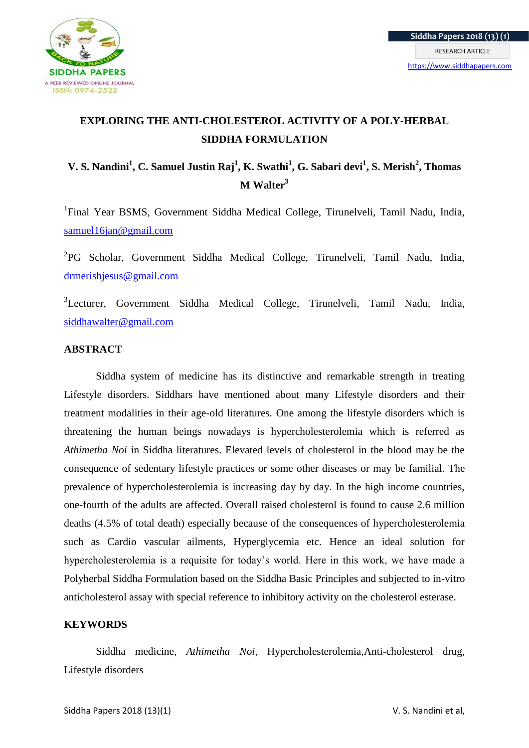# EXPLORING THE ANTI-CHOLESTEROL ACTIVITY OF A POLY-HERBAL SIDDHA FORMULATION

**V. S. Nandini[1], C. Samuel Justin Raj[1], K. Swathi[1], G. Sabari devi[1], S. Merish[2], Thomas M Walter[3]**

[1]Final Year BSMS, Government Siddha Medical College, Tirunelveli, Tamil Nadu, India, samuel16jan@gmail.com

[2]PG Scholar, Government Siddha Medical College, Tirunelveli, Tamil Nadu, India, drmerishjesus@gmail.com

[3]Lecturer, Government Siddha Medical College, Tirunelveli, Tamil Nadu, India, siddhawalter@gmail.com

## ABSTRACT

Siddha system of medicine has its distinctive and remarkable strength in treating Lifestyle disorders. Siddhars have mentioned about many Lifestyle disorders and their treatment modalities in their age-old literatures. One among the lifestyle disorders which is threatening the human beings nowadays is hypercholesterolemia which is referred as *Athimetha Noi* in Siddha literatures. Elevated levels of cholesterol in the blood may be the consequence of sedentary lifestyle practices or some other diseases or may be familial. The prevalence of hypercholesterolemia is increasing day by day. In the high income countries, one-fourth of the adults are affected. Overall raised cholesterol is found to cause 2.6 million deaths (4.5% of total death) especially because of the consequences of hypercholesterolemia such as Cardio vascular ailments, Hyperglycemia etc. Hence an ideal solution for hypercholesterolemia is a requisite for today's world. Here in this work, we have made a Polyherbal Siddha Formulation based on the Siddha Basic Principles and subjected to in-vitro anticholesterol assay with special reference to inhibitory activity on the cholesterol esterase.

## KEYWORDS

Siddha medicine, *Athimetha Noi*, Hypercholesterolemia,Anti-cholesterol drug, Lifestyle disorders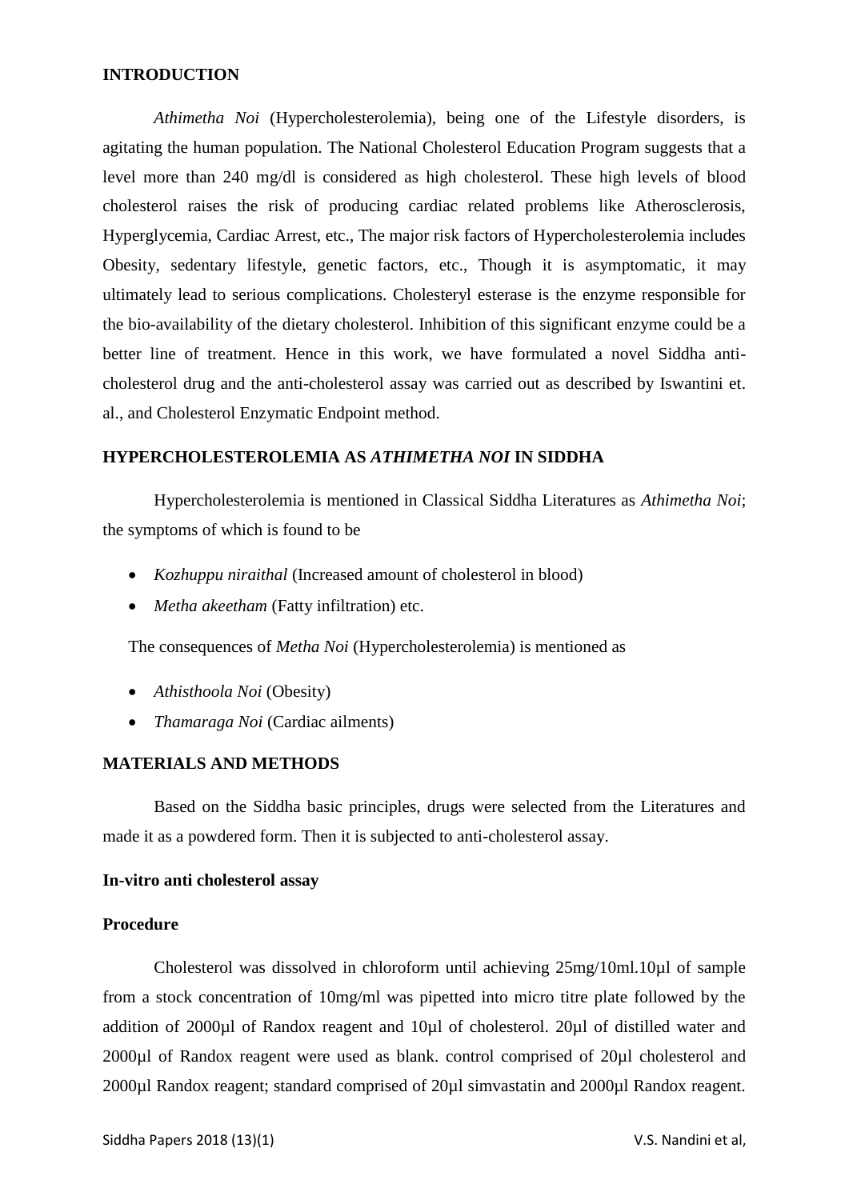## INTRODUCTION

*Athimetha Noi* (Hypercholesterolemia), being one of the Lifestyle disorders, is agitating the human population. The National Cholesterol Education Program suggests that a level more than 240 mg/dl is considered as high cholesterol. These high levels of blood cholesterol raises the risk of producing cardiac related problems like Atherosclerosis, Hyperglycemia, Cardiac Arrest, etc., The major risk factors of Hypercholesterolemia includes Obesity, sedentary lifestyle, genetic factors, etc., Though it is asymptomatic, it may ultimately lead to serious complications. Cholesteryl esterase is the enzyme responsible for the bio-availability of the dietary cholesterol. Inhibition of this significant enzyme could be a better line of treatment. Hence in this work, we have formulated a novel Siddha anti-cholesterol drug and the anti-cholesterol assay was carried out as described by Iswantini et. al., and Cholesterol Enzymatic Endpoint method.

## HYPERCHOLESTEROLEMIA AS *ATHIMETHA NOI* IN SIDDHA

Hypercholesterolemia is mentioned in Classical Siddha Literatures as *Athimetha Noi*; the symptoms of which is found to be

- *Kozhuppu niraithal* (Increased amount of cholesterol in blood)
- *Metha akeetham* (Fatty infiltration) etc.

The consequences of *Metha Noi* (Hypercholesterolemia) is mentioned as

- *Athisthoola Noi* (Obesity)
- *Thamaraga Noi* (Cardiac ailments)

## MATERIALS AND METHODS

Based on the Siddha basic principles, drugs were selected from the Literatures and made it as a powdered form. Then it is subjected to anti-cholesterol assay.

### In-vitro anti cholesterol assay

### Procedure

Cholesterol was dissolved in chloroform until achieving 25mg/10ml.10µl of sample from a stock concentration of 10mg/ml was pipetted into micro titre plate followed by the addition of 2000µl of Randox reagent and 10µl of cholesterol. 20µl of distilled water and 2000µl of Randox reagent were used as blank. control comprised of 20µl cholesterol and 2000µl Randox reagent; standard comprised of 20µl simvastatin and 2000µl Randox reagent.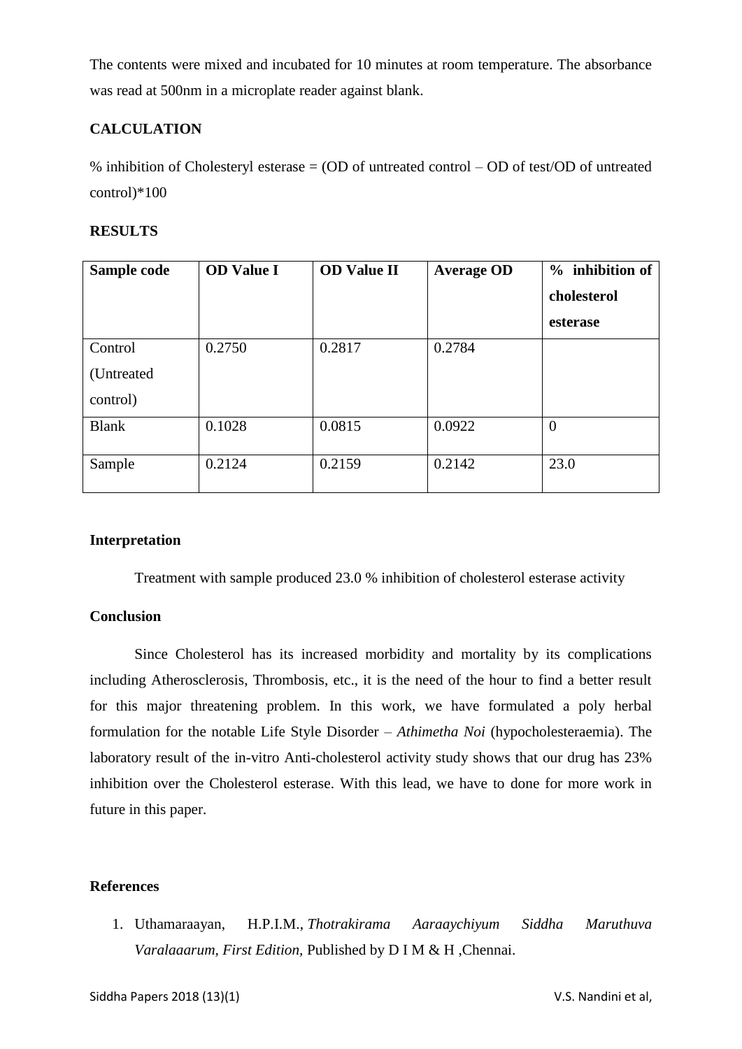The contents were mixed and incubated for 10 minutes at room temperature. The absorbance was read at 500nm in a microplate reader against blank.

**CALCULATION**

% inhibition of Cholesteryl esterase = (OD of untreated control – OD of test/OD of untreated control)*100

**RESULTS**

| Sample code | OD Value I | OD Value II | Average OD | % inhibition of cholesterol esterase |
|---|---|---|---|---|
| Control (Untreated control) | 0.2750 | 0.2817 | 0.2784 | |
| Blank | 0.1028 | 0.0815 | 0.0922 | 0 |
| Sample | 0.2124 | 0.2159 | 0.2142 | 23.0 |

**Interpretation**

Treatment with sample produced 23.0 % inhibition of cholesterol esterase activity

**Conclusion**

Since Cholesterol has its increased morbidity and mortality by its complications including Atherosclerosis, Thrombosis, etc., it is the need of the hour to find a better result for this major threatening problem. In this work, we have formulated a poly herbal formulation for the notable Life Style Disorder – *Athimetha Noi* (hypocholesteraemia). The laboratory result of the in-vitro Anti-cholesterol activity study shows that our drug has 23% inhibition over the Cholesterol esterase. With this lead, we have to done for more work in future in this paper.

**References**

1. Uthamaraayan, H.P.I.M., *Thotrakirama Aaraaychiyum Siddha Maruthuva Varalaaarum, First Edition*, Published by D I M & H ,Chennai.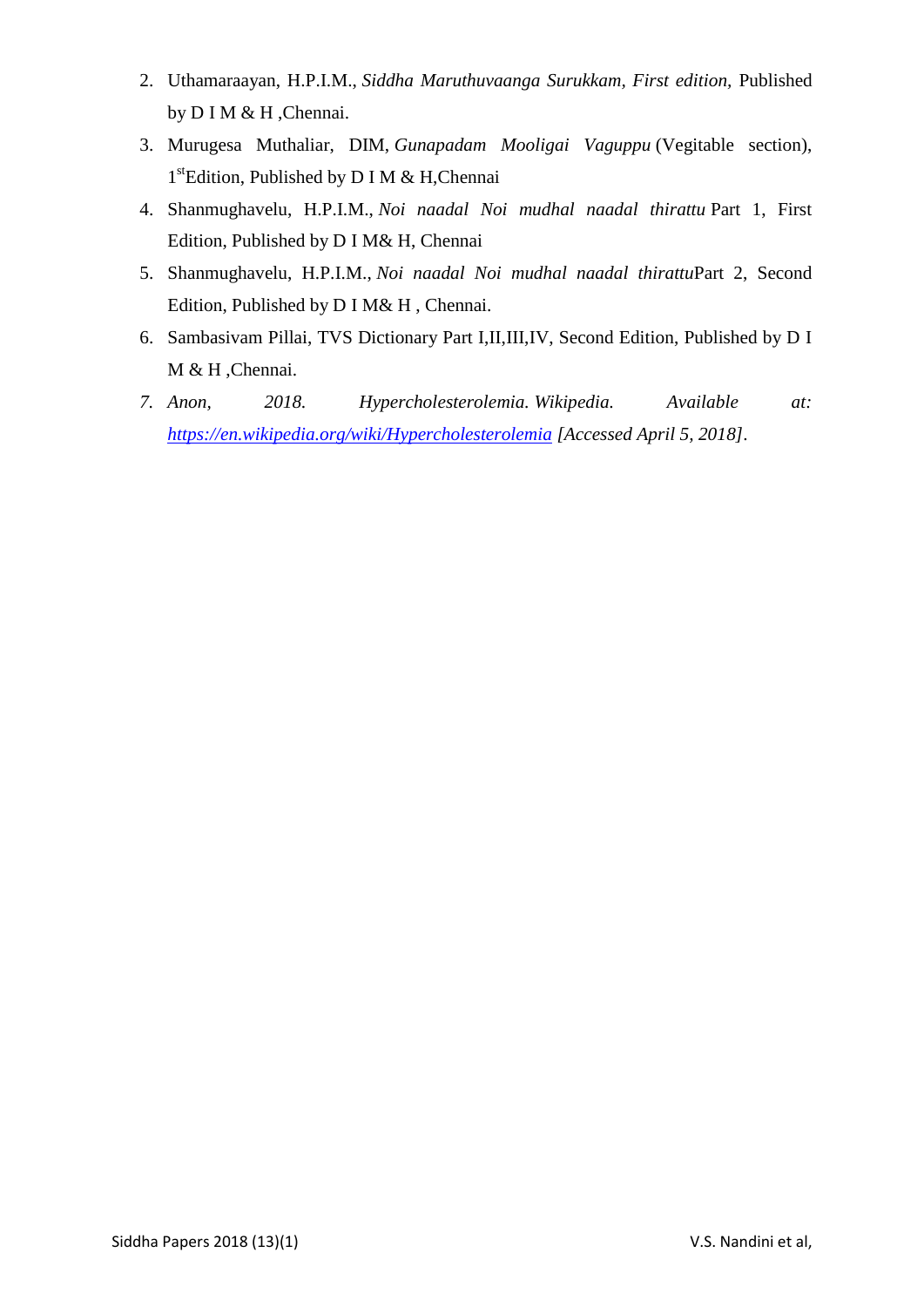2. Uthamaraayan, H.P.I.M., *Siddha Maruthuvaanga Surukkam, First edition*, Published by D I M & H ,Chennai.
3. Murugesa Muthaliar, DIM, *Gunapadam Mooligai Vaguppu* (Vegitable section), 1st Edition, Published by D I M & H,Chennai
4. Shanmughavelu, H.P.I.M., *Noi naadal Noi mudhal naadal thirattu* Part 1, First Edition, Published by D I M& H, Chennai
5. Shanmughavelu, H.P.I.M., *Noi naadal Noi mudhal naadal thirattu*Part 2, Second Edition, Published by D I M& H , Chennai.
6. Sambasivam Pillai, TVS Dictionary Part I,II,III,IV, Second Edition, Published by D I M & H ,Chennai.
7. *Anon, 2018. Hypercholesterolemia. Wikipedia. Available at: https://en.wikipedia.org/wiki/Hypercholesterolemia [Accessed April 5, 2018]*.